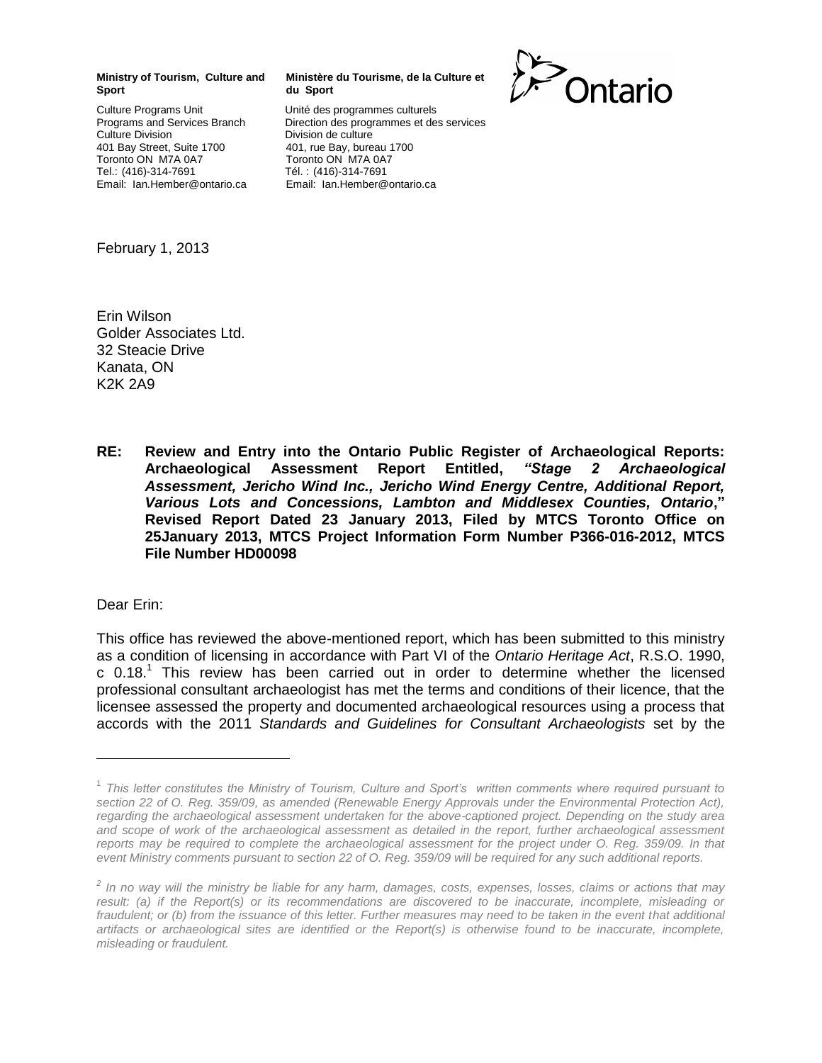**Ministry of Tourism, Culture and Sport**

Culture Programs Unit
Programs and Services Branch
Culture Division
401 Bay Street, Suite 1700
Toronto ON M7A 0A7
Tel.: (416)-314-7691
Email: Ian.Hember@ontario.ca

**Ministère du Tourisme, de la Culture et du Sport**

Unité des programmes culturels
Direction des programmes et des services
Division de culture
401, rue Bay, bureau 1700
Toronto ON M7A 0A7
Tél. : (416)-314-7691
Email: Ian.Hember@ontario.ca

Ontario

February 1, 2013

Erin Wilson
Golder Associates Ltd.
32 Steacie Drive
Kanata, ON
K2K 2A9

**RE: Review and Entry into the Ontario Public Register of Archaeological Reports: Archaeological Assessment Report Entitled, *"Stage 2 Archaeological Assessment, Jericho Wind Inc., Jericho Wind Energy Centre, Additional Report, Various Lots and Concessions, Lambton and Middlesex Counties, Ontario*," Revised Report Dated 23 January 2013, Filed by MTCS Toronto Office on 25January 2013, MTCS Project Information Form Number P366-016-2012, MTCS File Number HD00098**

Dear Erin:

This office has reviewed the above-mentioned report, which has been submitted to this ministry as a condition of licensing in accordance with Part VI of the *Ontario Heritage Act*, R.S.O. 1990, c 0.18.[1] This review has been carried out in order to determine whether the licensed professional consultant archaeologist has met the terms and conditions of their licence, that the licensee assessed the property and documented archaeological resources using a process that accords with the 2011 *Standards and Guidelines for Consultant Archaeologists* set by the

---

[1] *This letter constitutes the Ministry of Tourism, Culture and Sport's written comments where required pursuant to section 22 of O. Reg. 359/09, as amended (Renewable Energy Approvals under the Environmental Protection Act), regarding the archaeological assessment undertaken for the above-captioned project. Depending on the study area and scope of work of the archaeological assessment as detailed in the report, further archaeological assessment reports may be required to complete the archaeological assessment for the project under O. Reg. 359/09. In that event Ministry comments pursuant to section 22 of O. Reg. 359/09 will be required for any such additional reports.*

[2] *In no way will the ministry be liable for any harm, damages, costs, expenses, losses, claims or actions that may result: (a) if the Report(s) or its recommendations are discovered to be inaccurate, incomplete, misleading or fraudulent; or (b) from the issuance of this letter. Further measures may need to be taken in the event that additional artifacts or archaeological sites are identified or the Report(s) is otherwise found to be inaccurate, incomplete, misleading or fraudulent.*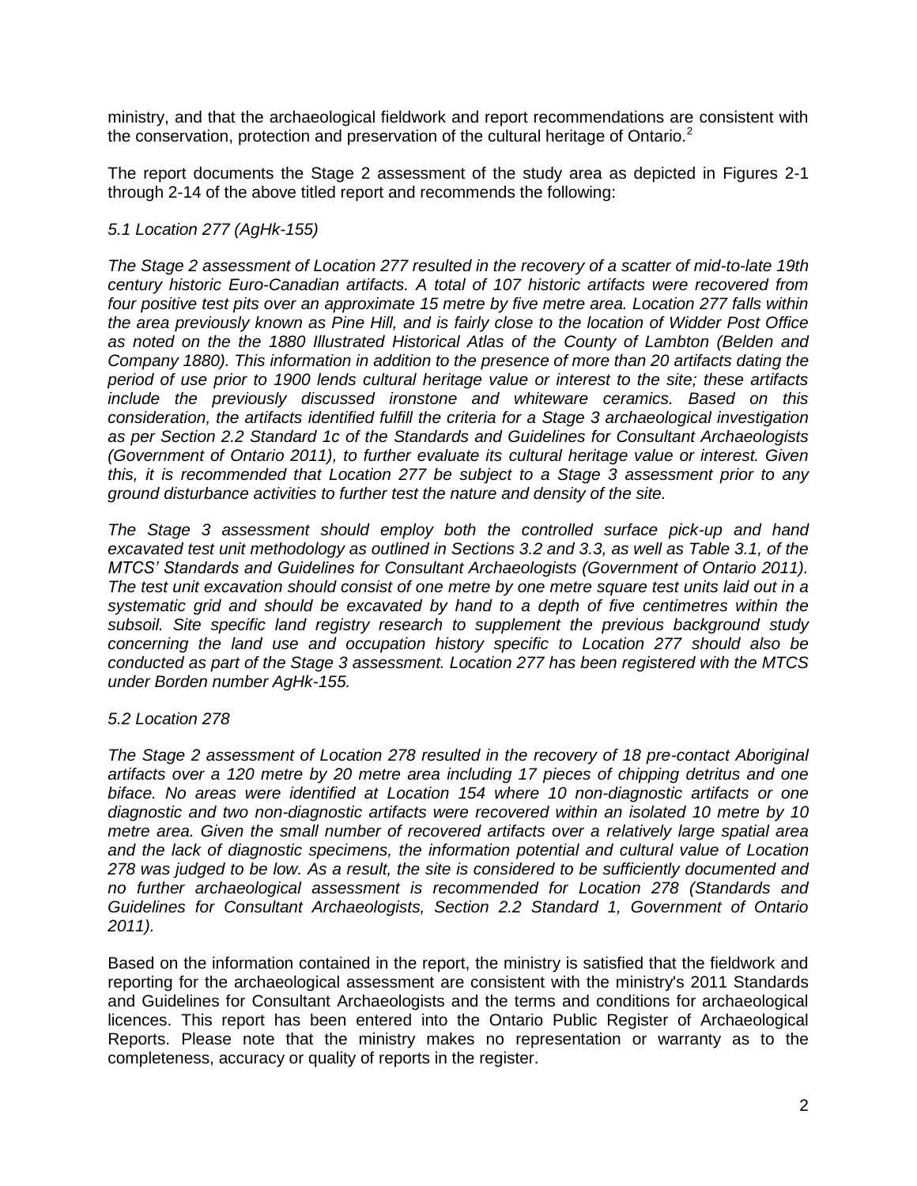ministry, and that the archaeological fieldwork and report recommendations are consistent with the conservation, protection and preservation of the cultural heritage of Ontario.[2]

The report documents the Stage 2 assessment of the study area as depicted in Figures 2-1 through 2-14 of the above titled report and recommends the following:

*5.1 Location 277 (AgHk-155)*

*The Stage 2 assessment of Location 277 resulted in the recovery of a scatter of mid-to-late 19th century historic Euro-Canadian artifacts. A total of 107 historic artifacts were recovered from four positive test pits over an approximate 15 metre by five metre area. Location 277 falls within the area previously known as Pine Hill, and is fairly close to the location of Widder Post Office as noted on the the 1880 Illustrated Historical Atlas of the County of Lambton (Belden and Company 1880). This information in addition to the presence of more than 20 artifacts dating the period of use prior to 1900 lends cultural heritage value or interest to the site; these artifacts include the previously discussed ironstone and whiteware ceramics. Based on this consideration, the artifacts identified fulfill the criteria for a Stage 3 archaeological investigation as per Section 2.2 Standard 1c of the Standards and Guidelines for Consultant Archaeologists (Government of Ontario 2011), to further evaluate its cultural heritage value or interest. Given this, it is recommended that Location 277 be subject to a Stage 3 assessment prior to any ground disturbance activities to further test the nature and density of the site.*

*The Stage 3 assessment should employ both the controlled surface pick-up and hand excavated test unit methodology as outlined in Sections 3.2 and 3.3, as well as Table 3.1, of the MTCS' Standards and Guidelines for Consultant Archaeologists (Government of Ontario 2011). The test unit excavation should consist of one metre by one metre square test units laid out in a systematic grid and should be excavated by hand to a depth of five centimetres within the subsoil. Site specific land registry research to supplement the previous background study concerning the land use and occupation history specific to Location 277 should also be conducted as part of the Stage 3 assessment. Location 277 has been registered with the MTCS under Borden number AgHk-155.*

*5.2 Location 278*

*The Stage 2 assessment of Location 278 resulted in the recovery of 18 pre-contact Aboriginal artifacts over a 120 metre by 20 metre area including 17 pieces of chipping detritus and one biface. No areas were identified at Location 154 where 10 non-diagnostic artifacts or one diagnostic and two non-diagnostic artifacts were recovered within an isolated 10 metre by 10 metre area. Given the small number of recovered artifacts over a relatively large spatial area and the lack of diagnostic specimens, the information potential and cultural value of Location 278 was judged to be low. As a result, the site is considered to be sufficiently documented and no further archaeological assessment is recommended for Location 278 (Standards and Guidelines for Consultant Archaeologists, Section 2.2 Standard 1, Government of Ontario 2011).*

Based on the information contained in the report, the ministry is satisfied that the fieldwork and reporting for the archaeological assessment are consistent with the ministry's 2011 Standards and Guidelines for Consultant Archaeologists and the terms and conditions for archaeological licences. This report has been entered into the Ontario Public Register of Archaeological Reports. Please note that the ministry makes no representation or warranty as to the completeness, accuracy or quality of reports in the register.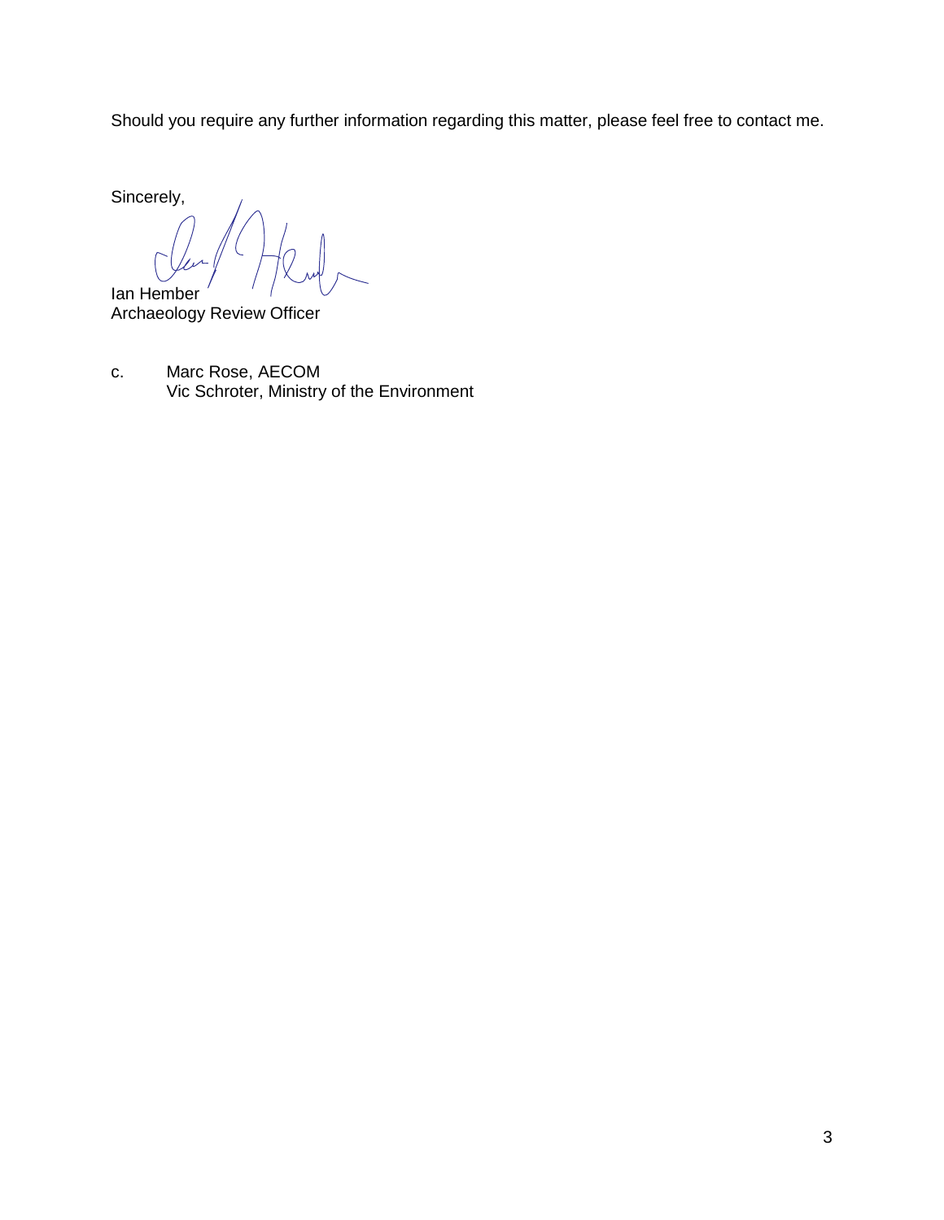Should you require any further information regarding this matter, please feel free to contact me.

Sincerely,

Ian Hember
Archaeology Review Officer

c. Marc Rose, AECOM
Vic Schroter, Ministry of the Environment